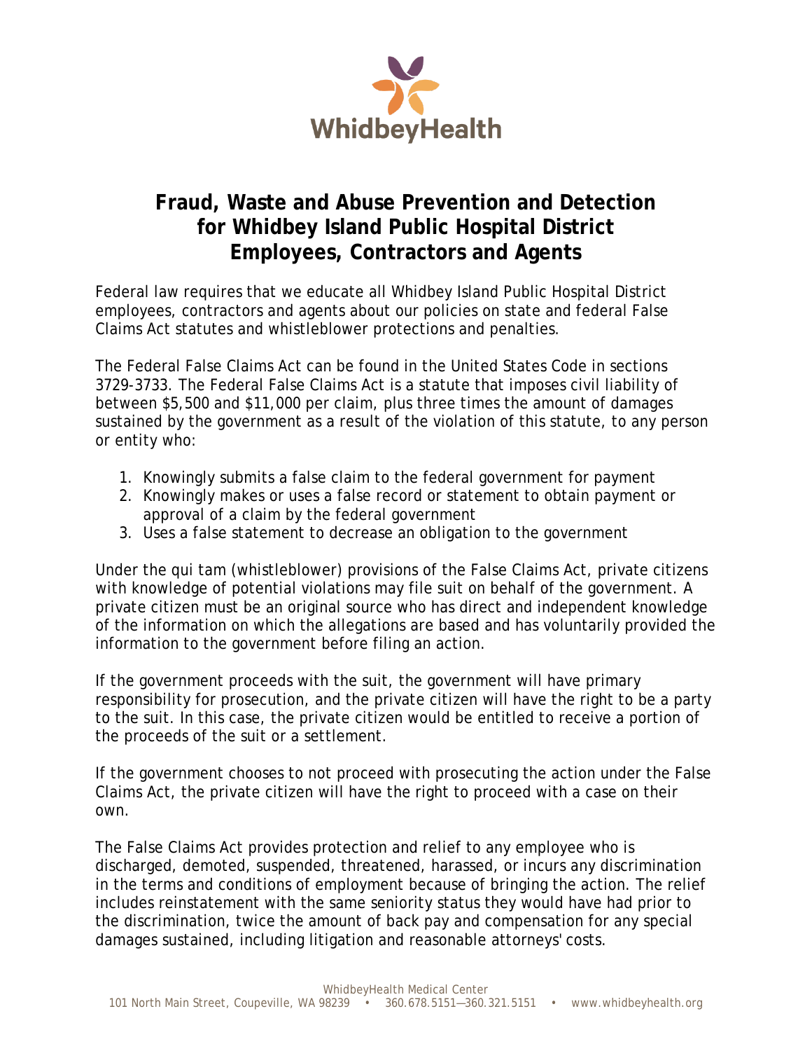WhidbeyHealth

# Fraud, Waste and Abuse Prevention and Detection for Whidbey Island Public Hospital District Employees, Contractors and Agents

Federal law requires that we educate all Whidbey Island Public Hospital District employees, contractors and agents about our policies on state and federal False Claims Act statutes and whistleblower protections and penalties.

The Federal False Claims Act can be found in the United States Code in sections 3729-3733. The Federal False Claims Act is a statute that imposes civil liability of between $5,500 and $11,000 per claim, plus three times the amount of damages sustained by the government as a result of the violation of this statute, to any person or entity who:

1. Knowingly submits a false claim to the federal government for payment
2. Knowingly makes or uses a false record or statement to obtain payment or approval of a claim by the federal government
3. Uses a false statement to decrease an obligation to the government

Under the qui tam (whistleblower) provisions of the False Claims Act, private citizens with knowledge of potential violations may file suit on behalf of the government. A private citizen must be an original source who has direct and independent knowledge of the information on which the allegations are based and has voluntarily provided the information to the government before filing an action.

If the government proceeds with the suit, the government will have primary responsibility for prosecution, and the private citizen will have the right to be a party to the suit. In this case, the private citizen would be entitled to receive a portion of the proceeds of the suit or a settlement.

If the government chooses to not proceed with prosecuting the action under the False Claims Act, the private citizen will have the right to proceed with a case on their own.

The False Claims Act provides protection and relief to any employee who is discharged, demoted, suspended, threatened, harassed, or incurs any discrimination in the terms and conditions of employment because of bringing the action. The relief includes reinstatement with the same seniority status they would have had prior to the discrimination, twice the amount of back pay and compensation for any special damages sustained, including litigation and reasonable attorneys' costs.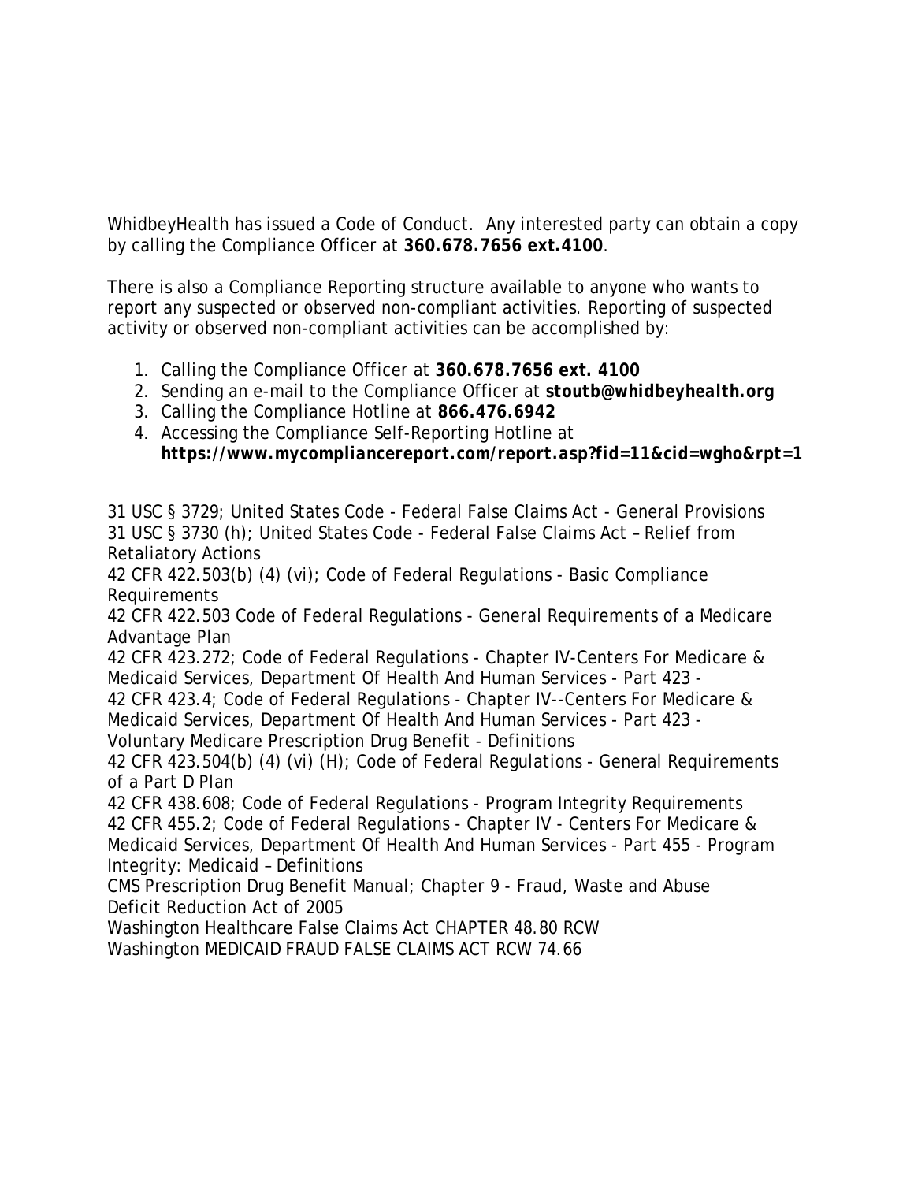WhidbeyHealth has issued a Code of Conduct. Any interested party can obtain a copy by calling the Compliance Officer at **360.678.7656 ext.4100**.

There is also a Compliance Reporting structure available to anyone who wants to report any suspected or observed non-compliant activities. Reporting of suspected activity or observed non-compliant activities can be accomplished by:

1. Calling the Compliance Officer at **360.678.7656 ext. 4100**
2. Sending an e-mail to the Compliance Officer at **stoutb@whidbeyhealth.org**
3. Calling the Compliance Hotline at **866.476.6942**
4. Accessing the Compliance Self-Reporting Hotline at **https://www.mycompliancereport.com/report.asp?fid=11&cid=wgho&rpt=1**

31 USC § 3729; United States Code - Federal False Claims Act - General Provisions
31 USC § 3730 (h); United States Code - Federal False Claims Act – Relief from Retaliatory Actions
42 CFR 422.503(b) (4) (vi); Code of Federal Regulations - Basic Compliance Requirements
42 CFR 422.503 Code of Federal Regulations - General Requirements of a Medicare Advantage Plan
42 CFR 423.272; Code of Federal Regulations - Chapter IV-Centers For Medicare & Medicaid Services, Department Of Health And Human Services - Part 423 -
42 CFR 423.4; Code of Federal Regulations - Chapter IV--Centers For Medicare & Medicaid Services, Department Of Health And Human Services - Part 423 - Voluntary Medicare Prescription Drug Benefit - Definitions
42 CFR 423.504(b) (4) (vi) (H); Code of Federal Regulations - General Requirements of a Part D Plan
42 CFR 438.608; Code of Federal Regulations - Program Integrity Requirements
42 CFR 455.2; Code of Federal Regulations - Chapter IV - Centers For Medicare & Medicaid Services, Department Of Health And Human Services - Part 455 - Program Integrity: Medicaid – Definitions
CMS Prescription Drug Benefit Manual; Chapter 9 - Fraud, Waste and Abuse
Deficit Reduction Act of 2005
Washington Healthcare False Claims Act CHAPTER 48.80 RCW
Washington MEDICAID FRAUD FALSE CLAIMS ACT RCW 74.66